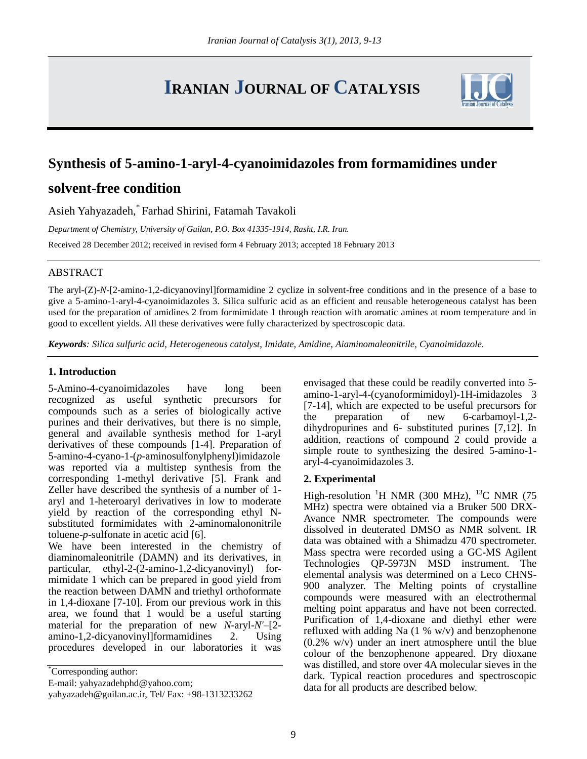# Synthesis of 5-amino-1-aryl-4-cyanoimidazoles from formamidines under solvent-free condition

Asieh Yahyazadeh,* Farhad Shirini, Fatamah Tavakoli

*Department of Chemistry, University of Guilan, P.O. Box 41335-1914, Rasht, I.R. Iran.*

Received 28 December 2012; received in revised form 4 February 2013; accepted 18 February 2013

## ABSTRACT

The aryl-(Z)-*N*-[2-amino-1,2-dicyanovinyl]formamidine 2 cyclize in solvent-free conditions and in the presence of a base to give a 5-amino-1-aryl-4-cyanoimidazoles 3. Silica sulfuric acid as an efficient and reusable heterogeneous catalyst has been used for the preparation of amidines 2 from formimidate 1 through reaction with aromatic amines at room temperature and in good to excellent yields. All these derivatives were fully characterized by spectroscopic data.

***Keywords****: Silica sulfuric acid, Heterogeneous catalyst, Imidate, Amidine, Aiaminomaleonitrile, Cyanoimidazole.*

## 1. Introduction

5-Amino-4-cyanoimidazoles have long been recognized as useful synthetic precursors for compounds such as a series of biologically active purines and their derivatives, but there is no simple, general and available synthesis method for 1-aryl derivatives of these compounds [1-4]. Preparation of 5-amino-4-cyano-1-(*p*-aminosulfonylphenyl)imidazole was reported via a multistep synthesis from the corresponding 1-methyl derivative [5]. Frank and Zeller have described the synthesis of a number of 1-aryl and 1-heteroaryl derivatives in low to moderate yield by reaction of the corresponding ethyl N-substituted formimidates with 2-aminomalononitrile toluene-*p*-sulfonate in acetic acid [6].

We have been interested in the chemistry of diaminomaleonitrile (DAMN) and its derivatives, in particular, ethyl-2-(2-amino-1,2-dicyanovinyl) formimidate 1 which can be prepared in good yield from the reaction between DAMN and triethyl orthoformate in 1,4-dioxane [7-10]. From our previous work in this area, we found that 1 would be a useful starting material for the preparation of new *N*-aryl-*N′*–[2-amino-1,2-dicyanovinyl]formamidines 2. Using procedures developed in our laboratories it was envisaged that these could be readily converted into 5-amino-1-aryl-4-(cyanoformimidoyl)-1H-imidazoles 3 [7-14], which are expected to be useful precursors for the preparation of new 6-carbamoyl-1,2-dihydropurines and 6- substituted purines [7,12]. In addition, reactions of compound 2 could provide a simple route to synthesizing the desired 5-amino-1-aryl-4-cyanoimidazoles 3.

## 2. Experimental

High-resolution $^{1}$H NMR (300 MHz), $^{13}$C NMR (75 MHz) spectra were obtained via a Bruker 500 DRX-Avance NMR spectrometer. The compounds were dissolved in deuterated DMSO as NMR solvent. IR data was obtained with a Shimadzu 470 spectrometer. Mass spectra were recorded using a GC-MS Agilent Technologies QP-5973N MSD instrument. The elemental analysis was determined on a Leco CHNS-900 analyzer. The Melting points of crystalline compounds were measured with an electrothermal melting point apparatus and have not been corrected. Purification of 1,4-dioxane and diethyl ether were refluxed with adding Na (1 % w/v) and benzophenone (0.2% w/v) under an inert atmosphere until the blue colour of the benzophenone appeared. Dry dioxane was distilled, and store over 4A molecular sieves in the dark. Typical reaction procedures and spectroscopic data for all products are described below.

*Corresponding author:
E-mail: yahyazadehphd@yahoo.com; yahyazadeh@guilan.ac.ir, Tel/ Fax: +98-1313233262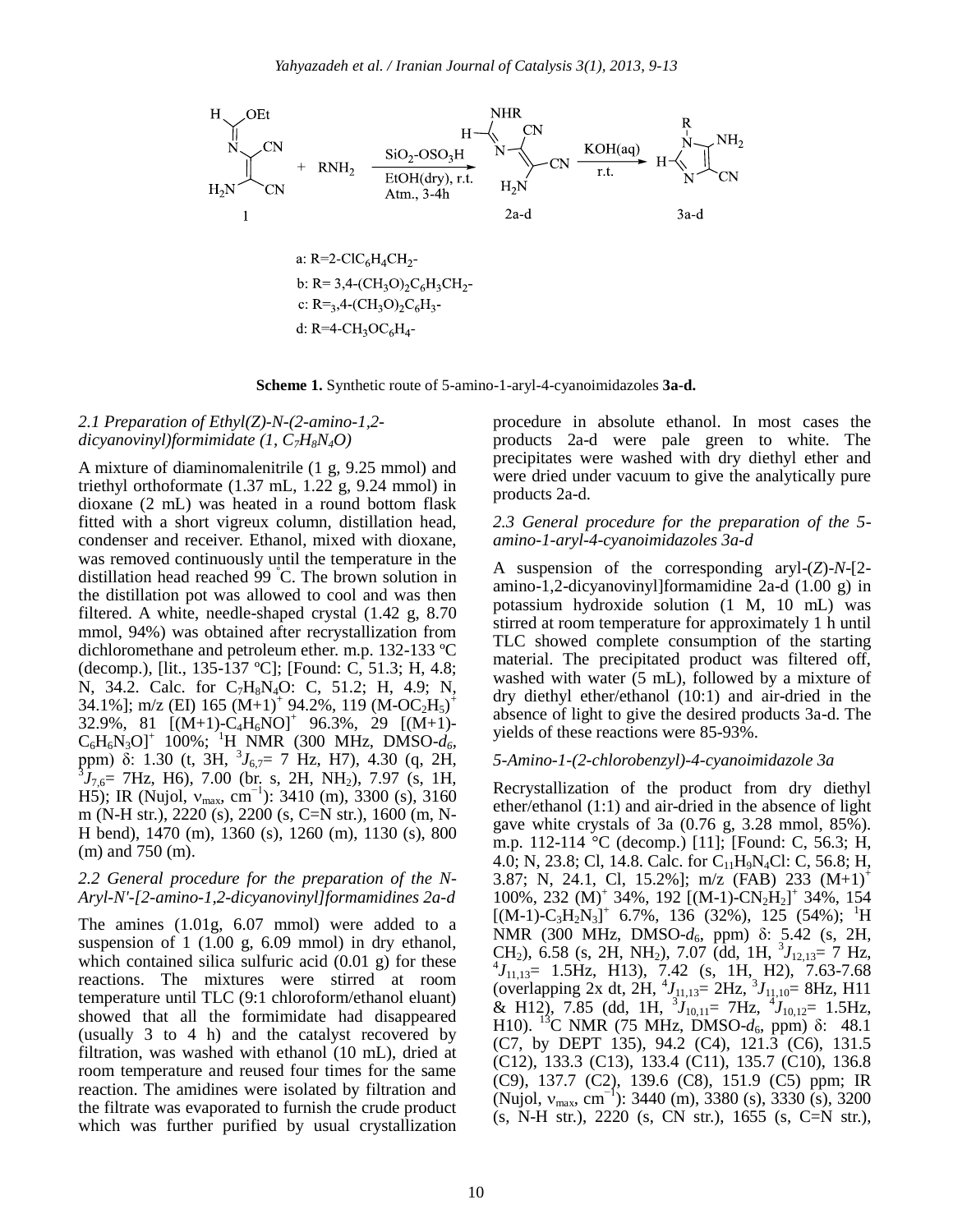a: R=2-ClC$_6$H$_4$CH$_2$-

b: R= 3,4-(CH$_3$O)$_2$C$_6$H$_3$CH$_2$-

c: R=3,4-(CH$_3$O)$_2$C$_6$H$_3$-

d: R=4-CH$_3$OC$_6$H$_4$-

**Scheme 1.** Synthetic route of 5-amino-1-aryl-4-cyanoimidazoles **3a-d.**

### *2.1 Preparation of Ethyl(Z)-N-(2-amino-1,2-dicyanovinyl)formimidate (1, $C_7H_8N_4O$)*

A mixture of diaminomalenitrile (1 g, 9.25 mmol) and triethyl orthoformate (1.37 mL, 1.22 g, 9.24 mmol) in dioxane (2 mL) was heated in a round bottom flask fitted with a short vigreux column, distillation head, condenser and receiver. Ethanol, mixed with dioxane, was removed continuously until the temperature in the distillation head reached 99 °C. The brown solution in the distillation pot was allowed to cool and was then filtered. A white, needle-shaped crystal (1.42 g, 8.70 mmol, 94%) was obtained after recrystallization from dichloromethane and petroleum ether. m.p. 132-133 ºC (decomp.), [lit., 135-137 ºC]; [Found: C, 51.3; H, 4.8; N, 34.2. Calc. for $C_7H_8N_4O$: C, 51.2; H, 4.9; N, 34.1%]; m/z (EI) 165 $(M+1)^+$ 94.2%, 119 $(M-OC_2H_5)^+$ 32.9%, 81 $[(M+1)-C_4H_6NO]^+$ 96.3%, 29 $[(M+1)-C_6H_6N_3O]^+$ 100%; $^1$H NMR (300 MHz, DMSO-$d_6$, ppm) δ: 1.30 (t, 3H, $^3J_{6,7}$= 7 Hz, H7), 4.30 (q, 2H, $^3J_{7,6}$= 7Hz, H6), 7.00 (br. s, 2H, NH$_2$), 7.97 (s, 1H, H5); IR (Nujol, $\nu_{max}$, cm$^{-1}$): 3410 (m), 3300 (s), 3160 m (N-H str.), 2220 (s), 2200 (s, C=N str.), 1600 (m, N-H bend), 1470 (m), 1360 (s), 1260 (m), 1130 (s), 800 (m) and 750 (m).

### *2.2 General procedure for the preparation of the N-Aryl-N'-[2-amino-1,2-dicyanovinyl]formamidines 2a-d*

The amines (1.01g, 6.07 mmol) were added to a suspension of 1 (1.00 g, 6.09 mmol) in dry ethanol, which contained silica sulfuric acid (0.01 g) for these reactions. The mixtures were stirred at room temperature until TLC (9:1 chloroform/ethanol eluant) showed that all the formimidate had disappeared (usually 3 to 4 h) and the catalyst recovered by filtration, was washed with ethanol (10 mL), dried at room temperature and reused four times for the same reaction. The amidines were isolated by filtration and the filtrate was evaporated to furnish the crude product which was further purified by usual crystallization procedure in absolute ethanol. In most cases the products 2a-d were pale green to white. The precipitates were washed with dry diethyl ether and were dried under vacuum to give the analytically pure products 2a-d.

### *2.3 General procedure for the preparation of the 5-amino-1-aryl-4-cyanoimidazoles 3a-d*

A suspension of the corresponding aryl-(*Z*)-*N*-[2-amino-1,2-dicyanovinyl]formamidine 2a-d (1.00 g) in potassium hydroxide solution (1 M, 10 mL) was stirred at room temperature for approximately 1 h until TLC showed complete consumption of the starting material. The precipitated product was filtered off, washed with water (5 mL), followed by a mixture of dry diethyl ether/ethanol (10:1) and air-dried in the absence of light to give the desired products 3a-d. The yields of these reactions were 85-93%.

*5-Amino-1-(2-chlorobenzyl)-4-cyanoimidazole 3a*

Recrystallization of the product from dry diethyl ether/ethanol (1:1) and air-dried in the absence of light gave white crystals of 3a (0.76 g, 3.28 mmol, 85%). m.p. 112-114 °C (decomp.) [11]; [Found: C, 56.3; H, 4.0; N, 23.8; Cl, 14.8. Calc. for $C_{11}H_9N_4Cl$: C, 56.8; H, 3.87; N, 24.1, Cl, 15.2%]; m/z (FAB) 233 $(M+1)^+$ 100%, 232 $(M)^+$ 34%, 192 $[(M-1)-CN_2H_2]^+$ 34%, 154 $[(M-1)-C_3H_2N_3]^+$ 6.7%, 136 (32%), 125 (54%); $^1$H NMR (300 MHz, DMSO-$d_6$, ppm) δ: 5.42 (s, 2H, CH$_2$), 6.58 (s, 2H, NH$_2$), 7.07 (dd, 1H, $^3J_{12,13}$= 7 Hz, $^4J_{11,13}$= 1.5Hz, H13), 7.42 (s, 1H, H2), 7.63-7.68 (overlapping 2x dt, 2H, $^4J_{11,13}$= 2Hz, $^3J_{11,10}$= 8Hz, H11 & H12), 7.85 (dd, 1H, $^3J_{10,11}$= 7Hz, $^4J_{10,12}$= 1.5Hz, H10). $^{13}$C NMR (75 MHz, DMSO-$d_6$, ppm) δ: 48.1 (C7, by DEPT 135), 94.2 (C4), 121.3 (C6), 131.5 (C12), 133.3 (C13), 133.4 (C11), 135.7 (C10), 136.8 (C9), 137.7 (C2), 139.6 (C8), 151.9 (C5) ppm; IR (Nujol, $\nu_{max}$, cm$^{-1}$): 3440 (m), 3380 (s), 3330 (s), 3200 (s, N-H str.), 2220 (s, CN str.), 1655 (s, C=N str.),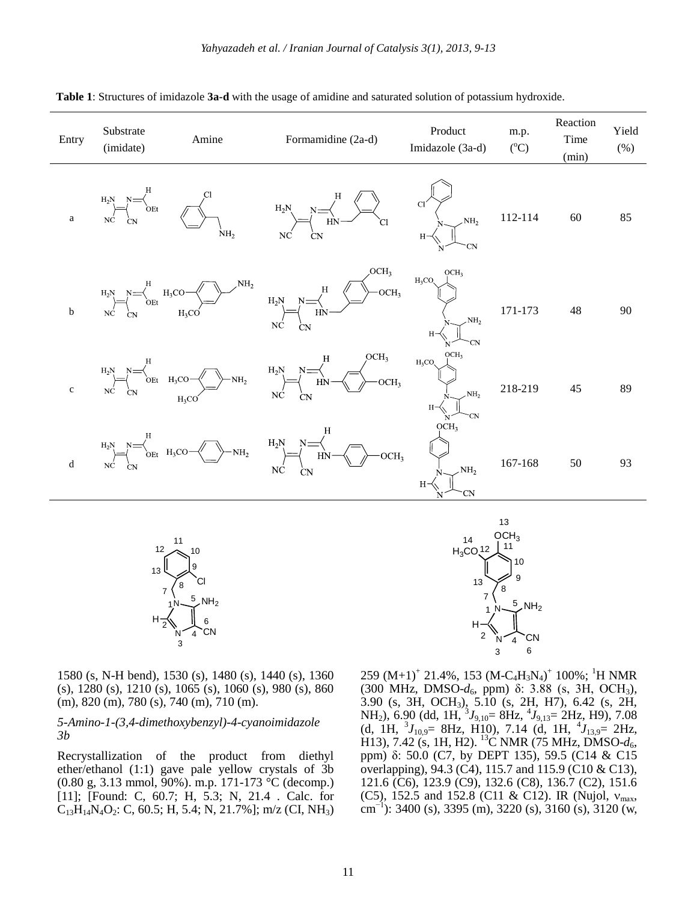**Table 1**: Structures of imidazole **3a-d** with the usage of amidine and saturated solution of potassium hydroxide.

| Entry | Substrate (imidate) | Amine | Formamidine (2a-d) | Product Imidazole (3a-d) | m.p. (°C) | Reaction Time (min) | Yield (%) |
|---|---|---|---|---|---|---|---|
| a | | | | | 112-114 | 60 | 85 |
| b | | | | | 171-173 | 48 | 90 |
| c | | | | | 218-219 | 45 | 89 |
| d | | | | | 167-168 | 50 | 93 |

1580 (s, N-H bend), 1530 (s), 1480 (s), 1440 (s), 1360 (s), 1280 (s), 1210 (s), 1065 (s), 1060 (s), 980 (s), 860 (m), 820 (m), 780 (s), 740 (m), 710 (m).

*5-Amino-1-(3,4-dimethoxybenzyl)-4-cyanoimidazole 3b*

Recrystallization of the product from diethyl ether/ethanol (1:1) gave pale yellow crystals of 3b (0.80 g, 3.13 mmol, 90%). m.p. 171-173 °C (decomp.) [11]; [Found: C, 60.7; H, 5.3; N, 21.4 . Calc. for $C_{13}H_{14}N_4O_2$: C, 60.5; H, 5.4; N, 21.7%]; m/z (CI, $NH_3$) 259 $(M+1)^+$ 21.4%, 153 $(M-C_4H_3N_4)^+$ 100%; $^1$H NMR (300 MHz, DMSO-$d_6$, ppm) δ: 3.88 (s, 3H, $OCH_3$), 3.90 (s, 3H, $OCH_3$), 5.10 (s, 2H, H7), 6.42 (s, 2H, $NH_2$), 6.90 (dd, 1H, $^3J_{9,10}$= 8Hz, $^4J_{9,13}$= 2Hz, H9), 7.08 (d, 1H, $^3J_{10,9}$= 8Hz, H10), 7.14 (d, 1H, $^4J_{13,9}$= 2Hz, H13), 7.42 (s, 1H, H2). $^{13}$C NMR (75 MHz, DMSO-$d_6$, ppm) δ: 50.0 (C7, by DEPT 135), 59.5 (C14 & C15 overlapping), 94.3 (C4), 115.7 and 115.9 (C10 & C13), 121.6 (C6), 123.9 (C9), 132.6 (C8), 136.7 (C2), 151.6 (C5), 152.5 and 152.8 (C11 & C12). IR (Nujol, $\nu_{max}$, $cm^{-1}$): 3400 (s), 3395 (m), 3220 (s), 3160 (s), 3120 (w,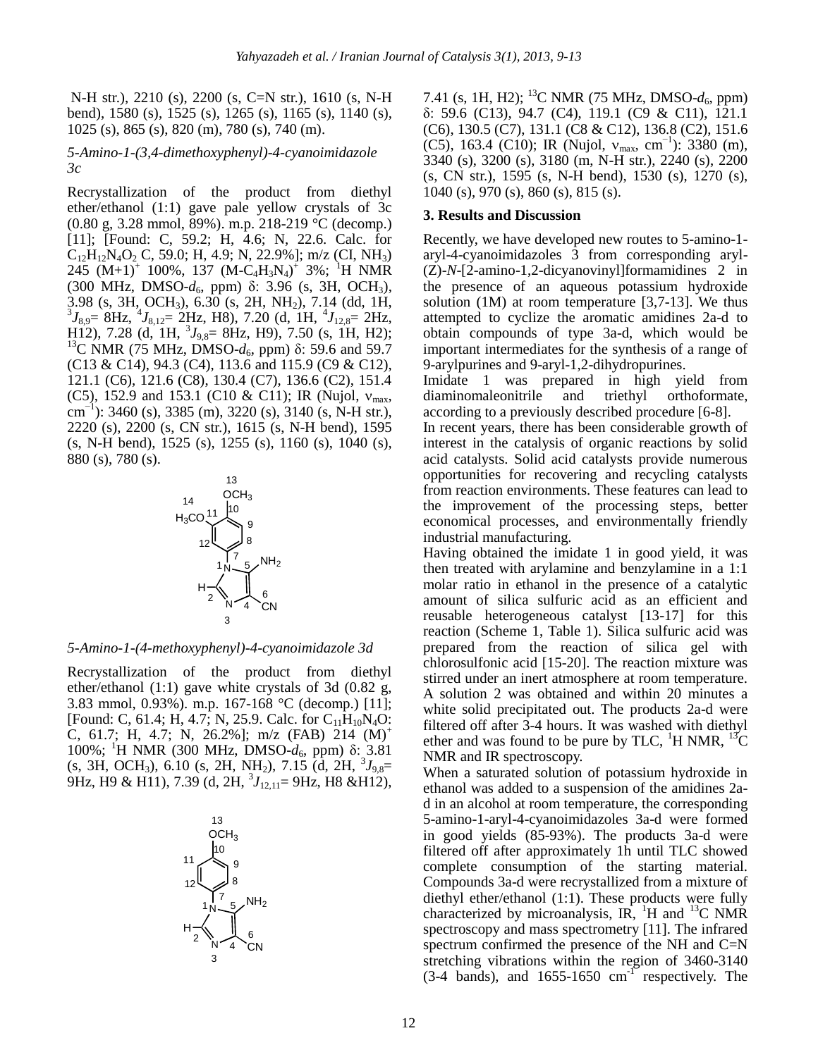N-H str.), 2210 (s), 2200 (s, C=N str.), 1610 (s, N-H bend), 1580 (s), 1525 (s), 1265 (s), 1165 (s), 1140 (s), 1025 (s), 865 (s), 820 (m), 780 (s), 740 (m).

*5-Amino-1-(3,4-dimethoxyphenyl)-4-cyanoimidazole 3c*

Recrystallization of the product from diethyl ether/ethanol (1:1) gave pale yellow crystals of 3c (0.80 g, 3.28 mmol, 89%). m.p. 218-219 °C (decomp.) [11]; [Found: C, 59.2; H, 4.6; N, 22.6. Calc. for $C_{12}H_{12}N_4O_2$ C, 59.0; H, 4.9; N, 22.9%]; m/z (CI, $NH_3$) 245 $(M+1)^+$ 100%, 137 $(M-C_4H_3N_4)^+$ 3%; $^1$H NMR (300 MHz, DMSO-$d_6$, ppm) δ: 3.96 (s, 3H, $OCH_3$), 3.98 (s, 3H, $OCH_3$), 6.30 (s, 2H, $NH_2$), 7.14 (dd, 1H, $^3J_{8,9}$= 8Hz, $^4J_{8,12}$= 2Hz, H8), 7.20 (d, 1H, $^4J_{12,8}$= 2Hz, H12), 7.28 (d, 1H, $^3J_{9,8}$= 8Hz, H9), 7.50 (s, 1H, H2); $^{13}$C NMR (75 MHz, DMSO-$d_6$, ppm) δ: 59.6 and 59.7 (C13 & C14), 94.3 (C4), 113.6 and 115.9 (C9 & C12), 121.1 (C6), 121.6 (C8), 130.4 (C7), 136.6 (C2), 151.4 (C5), 152.9 and 153.1 (C10 & C11); IR (Nujol, $\nu_{max}$, $cm^{-1}$): 3460 (s), 3385 (m), 3220 (s), 3140 (s, N-H str.), 2220 (s), 2200 (s, CN str.), 1615 (s, N-H bend), 1595 (s, N-H bend), 1525 (s), 1255 (s), 1160 (s), 1040 (s), 880 (s), 780 (s).

*5-Amino-1-(4-methoxyphenyl)-4-cyanoimidazole 3d*

Recrystallization of the product from diethyl ether/ethanol (1:1) gave white crystals of 3d (0.82 g, 3.83 mmol, 0.93%). m.p. 167-168 °C (decomp.) [11]; [Found: C, 61.4; H, 4.7; N, 25.9. Calc. for $C_{11}H_{10}N_4O$: C, 61.7; H, 4.7; N, 26.2%]; m/z (FAB) 214 $(M)^+$ 100%; $^1$H NMR (300 MHz, DMSO-$d_6$, ppm) δ: 3.81 (s, 3H, $OCH_3$), 6.10 (s, 2H, $NH_2$), 7.15 (d, 2H, $^3J_{9,8}$= 9Hz, H9 & H11), 7.39 (d, 2H, $^3J_{12,11}$= 9Hz, H8 &H12), 7.41 (s, 1H, H2); $^{13}$C NMR (75 MHz, DMSO-$d_6$, ppm) δ: 59.6 (C13), 94.7 (C4), 119.1 (C9 & C11), 121.1 (C6), 130.5 (C7), 131.1 (C8 & C12), 136.8 (C2), 151.6 (C5), 163.4 (C10); IR (Nujol, $\nu_{max}$, $cm^{-1}$): 3380 (m), 3340 (s), 3200 (s), 3180 (m, N-H str.), 2240 (s), 2200 (s, CN str.), 1595 (s, N-H bend), 1530 (s), 1270 (s), 1040 (s), 970 (s), 860 (s), 815 (s).

## 3. Results and Discussion

Recently, we have developed new routes to 5-amino-1-aryl-4-cyanoimidazoles 3 from corresponding aryl-(*Z*)-*N*-[2-amino-1,2-dicyanovinyl]formamidines 2 in the presence of an aqueous potassium hydroxide solution (1M) at room temperature [3,7-13]. We thus attempted to cyclize the aromatic amidines 2a-d to obtain compounds of type 3a-d, which would be important intermediates for the synthesis of a range of 9-arylpurines and 9-aryl-1,2-dihydropurines.

Imidate 1 was prepared in high yield from diaminomaleonitrile and triethyl orthoformate, according to a previously described procedure [6-8].

In recent years, there has been considerable growth of interest in the catalysis of organic reactions by solid acid catalysts. Solid acid catalysts provide numerous opportunities for recovering and recycling catalysts from reaction environments. These features can lead to the improvement of the processing steps, better economical processes, and environmentally friendly industrial manufacturing.

Having obtained the imidate 1 in good yield, it was then treated with arylamine and benzylamine in a 1:1 molar ratio in ethanol in the presence of a catalytic amount of silica sulfuric acid as an efficient and reusable heterogeneous catalyst [13-17] for this reaction (Scheme 1, Table 1). Silica sulfuric acid was prepared from the reaction of silica gel with chlorosulfonic acid [15-20]. The reaction mixture was stirred under an inert atmosphere at room temperature. A solution 2 was obtained and within 20 minutes a white solid precipitated out. The products 2a-d were filtered off after 3-4 hours. It was washed with diethyl ether and was found to be pure by TLC, $^1$H NMR, $^{13}$C NMR and IR spectroscopy.

When a saturated solution of potassium hydroxide in ethanol was added to a suspension of the amidines 2a-d in an alcohol at room temperature, the corresponding 5-amino-1-aryl-4-cyanoimidazoles 3a-d were formed in good yields (85-93%). The products 3a-d were filtered off after approximately 1h until TLC showed complete consumption of the starting material. Compounds 3a-d were recrystallized from a mixture of diethyl ether/ethanol (1:1). These products were fully characterized by microanalysis, IR, $^1$H and $^{13}$C NMR spectroscopy and mass spectrometry [11]. The infrared spectrum confirmed the presence of the NH and C=N stretching vibrations within the region of 3460-3140 (3-4 bands), and 1655-1650 $cm^{-1}$ respectively. The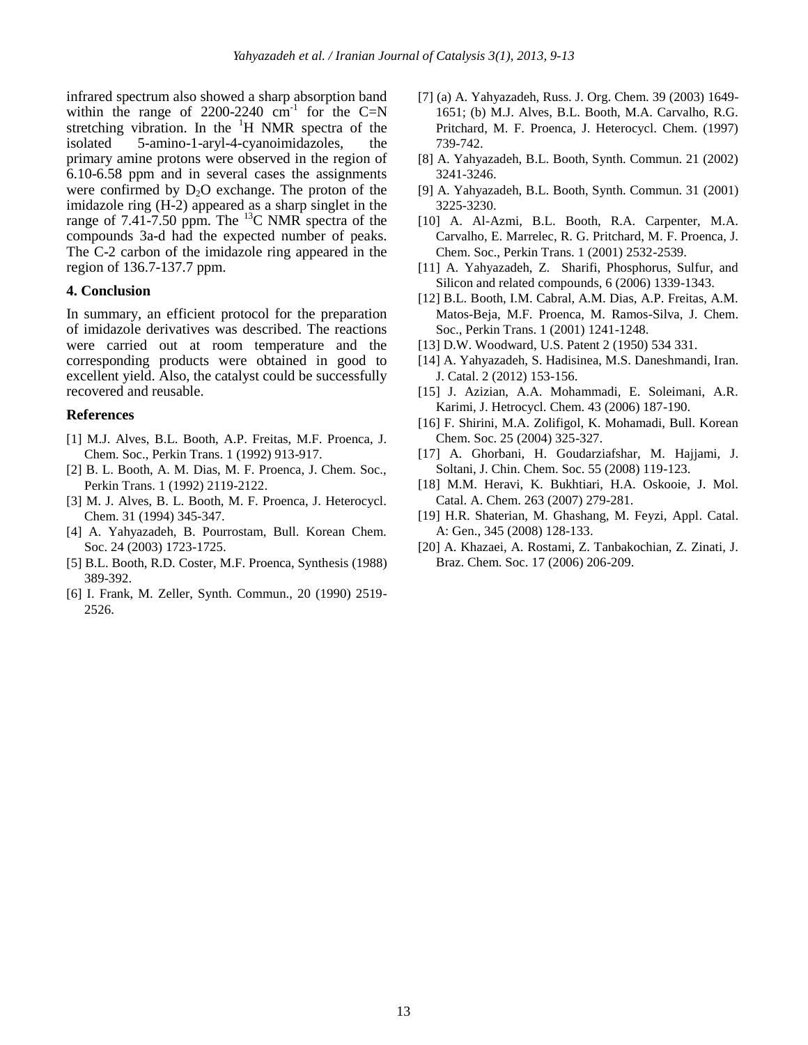infrared spectrum also showed a sharp absorption band within the range of 2200-2240 $cm^{-1}$ for the C=N stretching vibration. In the $^{1}H$ NMR spectra of the isolated 5-amino-1-aryl-4-cyanoimidazoles, the primary amine protons were observed in the region of 6.10-6.58 ppm and in several cases the assignments were confirmed by $D_2O$ exchange. The proton of the imidazole ring (H-2) appeared as a sharp singlet in the range of 7.41-7.50 ppm. The $^{13}C$ NMR spectra of the compounds 3a-d had the expected number of peaks. The C-2 carbon of the imidazole ring appeared in the region of 136.7-137.7 ppm.

## 4. Conclusion

In summary, an efficient protocol for the preparation of imidazole derivatives was described. The reactions were carried out at room temperature and the corresponding products were obtained in good to excellent yield. Also, the catalyst could be successfully recovered and reusable.

## References

[1] M.J. Alves, B.L. Booth, A.P. Freitas, M.F. Proenca, J. Chem. Soc., Perkin Trans. 1 (1992) 913-917.

[2] B. L. Booth, A. M. Dias, M. F. Proenca, J. Chem. Soc., Perkin Trans. 1 (1992) 2119-2122.

[3] M. J. Alves, B. L. Booth, M. F. Proenca, J. Heterocycl. Chem. 31 (1994) 345-347.

[4] A. Yahyazadeh, B. Pourrostam, Bull. Korean Chem. Soc. 24 (2003) 1723-1725.

[5] B.L. Booth, R.D. Coster, M.F. Proenca, Synthesis (1988) 389-392.

[6] I. Frank, M. Zeller, Synth. Commun., 20 (1990) 2519-2526.

[7] (a) A. Yahyazadeh, Russ. J. Org. Chem. 39 (2003) 1649-1651; (b) M.J. Alves, B.L. Booth, M.A. Carvalho, R.G. Pritchard, M. F. Proenca, J. Heterocycl. Chem. (1997) 739-742.

[8] A. Yahyazadeh, B.L. Booth, Synth. Commun. 21 (2002) 3241-3246.

[9] A. Yahyazadeh, B.L. Booth, Synth. Commun. 31 (2001) 3225-3230.

[10] A. Al-Azmi, B.L. Booth, R.A. Carpenter, M.A. Carvalho, E. Marrelec, R. G. Pritchard, M. F. Proenca, J. Chem. Soc., Perkin Trans. 1 (2001) 2532-2539.

[11] A. Yahyazadeh, Z. Sharifi, Phosphorus, Sulfur, and Silicon and related compounds, 6 (2006) 1339-1343.

[12] B.L. Booth, I.M. Cabral, A.M. Dias, A.P. Freitas, A.M. Matos-Beja, M.F. Proenca, M. Ramos-Silva, J. Chem. Soc., Perkin Trans. 1 (2001) 1241-1248.

[13] D.W. Woodward, U.S. Patent 2 (1950) 534 331.

[14] A. Yahyazadeh, S. Hadisinea, M.S. Daneshmandi, Iran. J. Catal. 2 (2012) 153-156.

[15] J. Azizian, A.A. Mohammadi, E. Soleimani, A.R. Karimi, J. Hetrocycl. Chem. 43 (2006) 187-190.

[16] F. Shirini, M.A. Zolifigol, K. Mohamadi, Bull. Korean Chem. Soc. 25 (2004) 325-327.

[17] A. Ghorbani, H. Goudarziafshar, M. Hajjami, J. Soltani, J. Chin. Chem. Soc. 55 (2008) 119-123.

[18] M.M. Heravi, K. Bukhtiari, H.A. Oskooie, J. Mol. Catal. A. Chem. 263 (2007) 279-281.

[19] H.R. Shaterian, M. Ghashang, M. Feyzi, Appl. Catal. A: Gen., 345 (2008) 128-133.

[20] A. Khazaei, A. Rostami, Z. Tanbakochian, Z. Zinati, J. Braz. Chem. Soc. 17 (2006) 206-209.